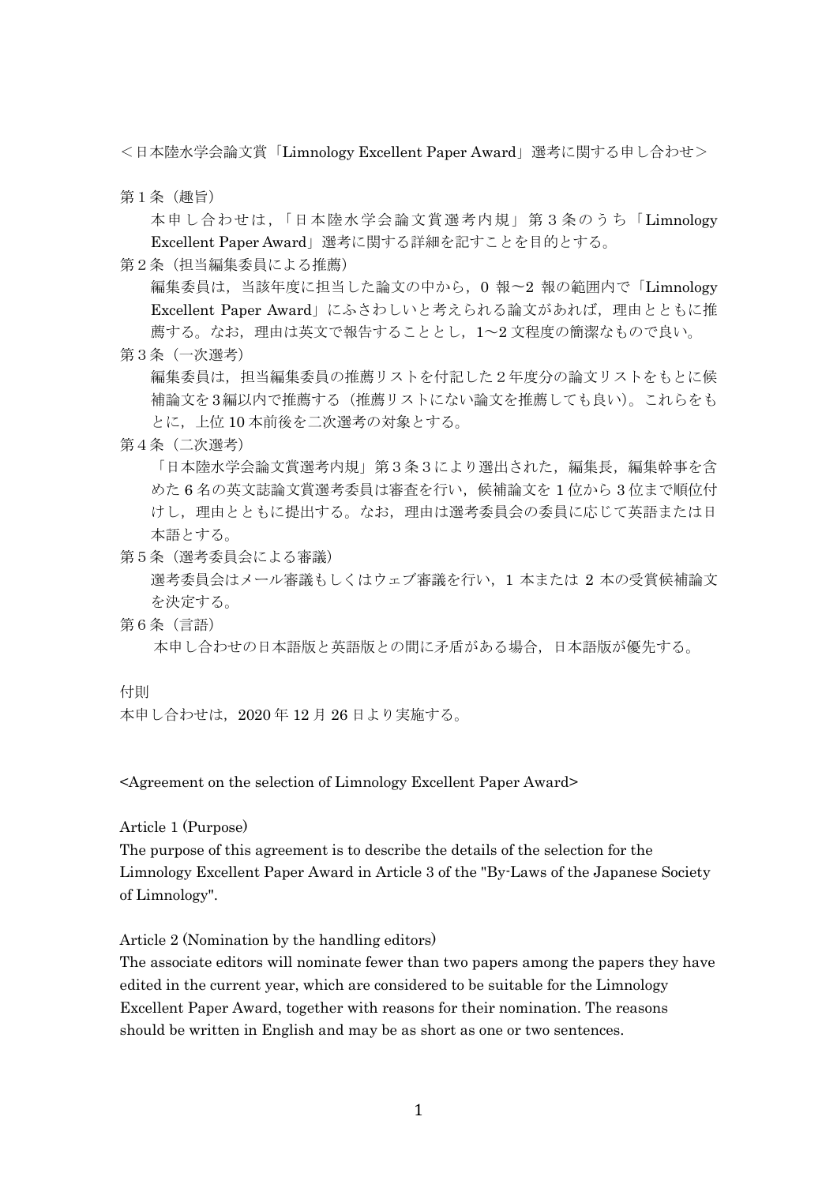＜日本陸水学会論文賞「Limnology Excellent Paper Award」選考に関する申し合わせ＞

第１条（趣旨）

本申し合わせは，「日本陸水学会論文賞選考内規」第３条のうち「Limnology Excellent Paper Award」選考に関する詳細を記すことを目的とする。

第２条（担当編集委員による推薦）

編集委員は，当該年度に担当した論文の中から，0 報〜2 報の範囲内で「Limnology Excellent Paper Award」にふさわしいと考えられる論文があれば，理由とともに推薦する。なお，理由は英文で報告することとし，1〜2 文程度の簡潔なもので良い。

第３条（一次選考）

編集委員は，担当編集委員の推薦リストを付記した２年度分の論文リストをもとに候補論文を３編以内で推薦する（推薦リストにない論文を推薦しても良い）。これらをもとに，上位 10 本前後を二次選考の対象とする。

第４条（二次選考）

「日本陸水学会論文賞選考内規」第３条３により選出された，編集長，編集幹事を含めた 6 名の英文誌論文賞選考委員は審査を行い，候補論文を 1 位から 3 位まで順位付けし，理由とともに提出する。なお，理由は選考委員会の委員に応じて英語または日本語とする。

第５条（選考委員会による審議）

選考委員会はメール審議もしくはウェブ審議を行い，1 本または 2 本の受賞候補論文を決定する。

第６条（言語）

本申し合わせの日本語版と英語版との間に矛盾がある場合，日本語版が優先する。

付則

本申し合わせは，2020 年 12 月 26 日より実施する。

<Agreement on the selection of Limnology Excellent Paper Award>

Article 1 (Purpose)

The purpose of this agreement is to describe the details of the selection for the Limnology Excellent Paper Award in Article 3 of the "By-Laws of the Japanese Society of Limnology".

Article 2 (Nomination by the handling editors)

The associate editors will nominate fewer than two papers among the papers they have edited in the current year, which are considered to be suitable for the Limnology Excellent Paper Award, together with reasons for their nomination. The reasons should be written in English and may be as short as one or two sentences.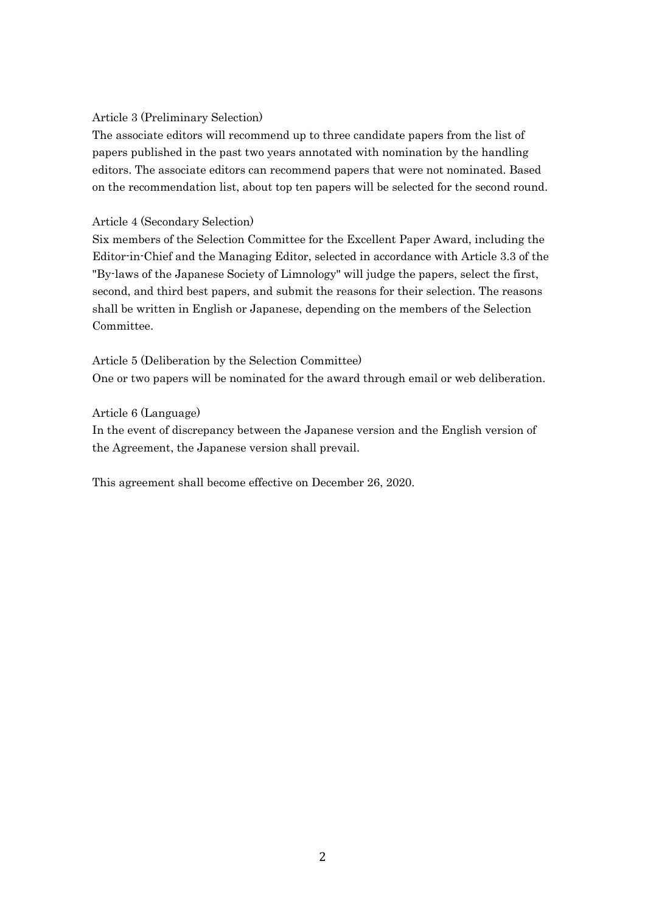Article 3 (Preliminary Selection)

The associate editors will recommend up to three candidate papers from the list of papers published in the past two years annotated with nomination by the handling editors. The associate editors can recommend papers that were not nominated. Based on the recommendation list, about top ten papers will be selected for the second round.

Article 4 (Secondary Selection)

Six members of the Selection Committee for the Excellent Paper Award, including the Editor-in-Chief and the Managing Editor, selected in accordance with Article 3.3 of the "By-laws of the Japanese Society of Limnology" will judge the papers, select the first, second, and third best papers, and submit the reasons for their selection. The reasons shall be written in English or Japanese, depending on the members of the Selection Committee.

Article 5 (Deliberation by the Selection Committee)

One or two papers will be nominated for the award through email or web deliberation.

Article 6 (Language)

In the event of discrepancy between the Japanese version and the English version of the Agreement, the Japanese version shall prevail.

This agreement shall become effective on December 26, 2020.